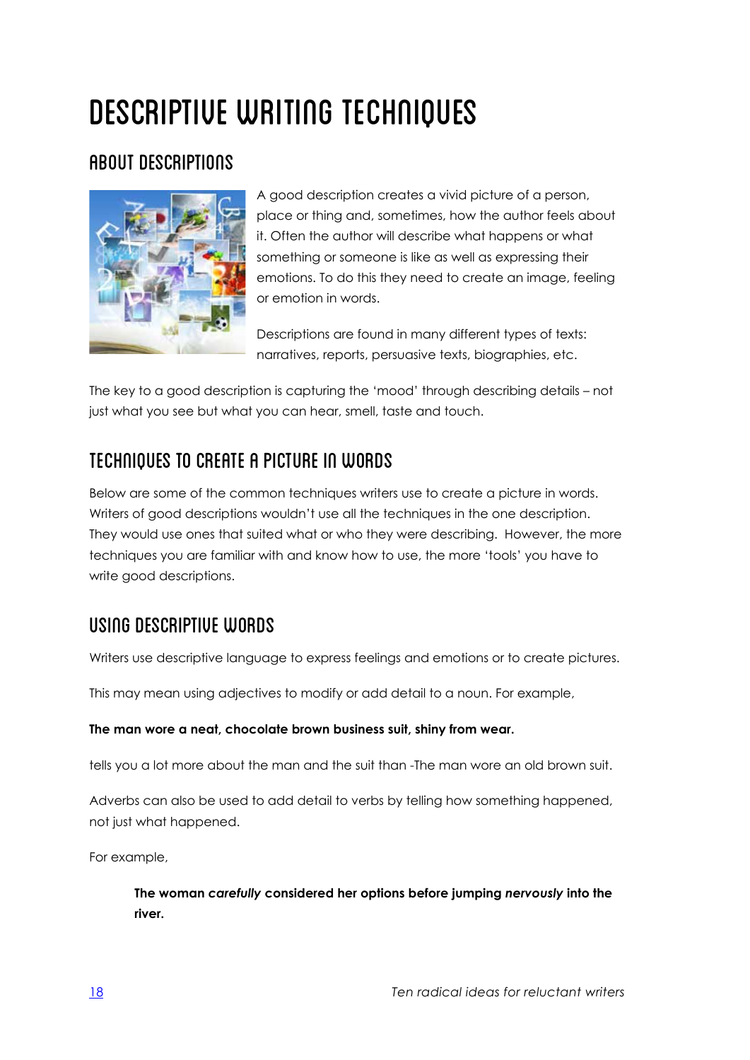# DESCRIPTIVE WRITING TECHNIQUES

## ABOUT DESCRIPTIONS

A good description creates a vivid picture of a person, place or thing and, sometimes, how the author feels about it. Often the author will describe what happens or what something or someone is like as well as expressing their emotions. To do this they need to create an image, feeling or emotion in words.

Descriptions are found in many different types of texts: narratives, reports, persuasive texts, biographies, etc.

The key to a good description is capturing the 'mood' through describing details – not just what you see but what you can hear, smell, taste and touch.

## TECHNIQUES TO CREATE A PICTURE IN WORDS

Below are some of the common techniques writers use to create a picture in words. Writers of good descriptions wouldn't use all the techniques in the one description. They would use ones that suited what or who they were describing. However, the more techniques you are familiar with and know how to use, the more 'tools' you have to write good descriptions.

## USING DESCRIPTIVE WORDS

Writers use descriptive language to express feelings and emotions or to create pictures.

This may mean using adjectives to modify or add detail to a noun. For example,

**The man wore a neat, chocolate brown business suit, shiny from wear.**

tells you a lot more about the man and the suit than -The man wore an old brown suit.

Adverbs can also be used to add detail to verbs by telling how something happened, not just what happened.

For example,

> **The woman *carefully* considered her options before jumping *nervously* into the river.**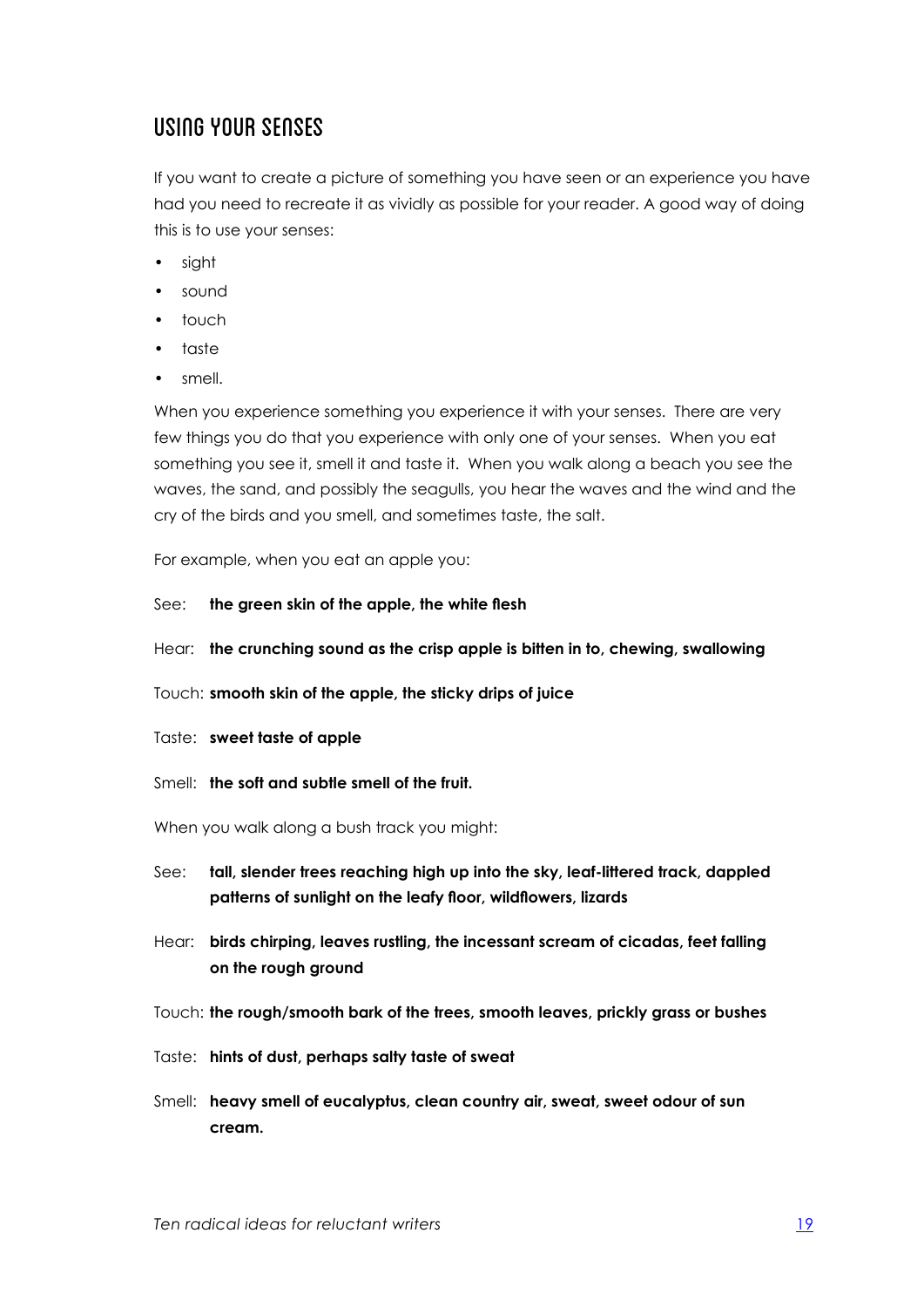## Using your senses

If you want to create a picture of something you have seen or an experience you have had you need to recreate it as vividly as possible for your reader. A good way of doing this is to use your senses:

- sight
- sound
- touch
- taste
- smell.

When you experience something you experience it with your senses. There are very few things you do that you experience with only one of your senses. When you eat something you see it, smell it and taste it. When you walk along a beach you see the waves, the sand, and possibly the seagulls, you hear the waves and the wind and the cry of the birds and you smell, and sometimes taste, the salt.

For example, when you eat an apple you:

See: **the green skin of the apple, the white flesh**

Hear: **the crunching sound as the crisp apple is bitten in to, chewing, swallowing**

Touch: **smooth skin of the apple, the sticky drips of juice**

Taste: **sweet taste of apple**

Smell: **the soft and subtle smell of the fruit.**

When you walk along a bush track you might:

See: **tall, slender trees reaching high up into the sky, leaf-littered track, dappled patterns of sunlight on the leafy floor, wildflowers, lizards**

Hear: **birds chirping, leaves rustling, the incessant scream of cicadas, feet falling on the rough ground**

Touch: **the rough/smooth bark of the trees, smooth leaves, prickly grass or bushes**

Taste: **hints of dust, perhaps salty taste of sweat**

Smell: **heavy smell of eucalyptus, clean country air, sweat, sweet odour of sun cream.**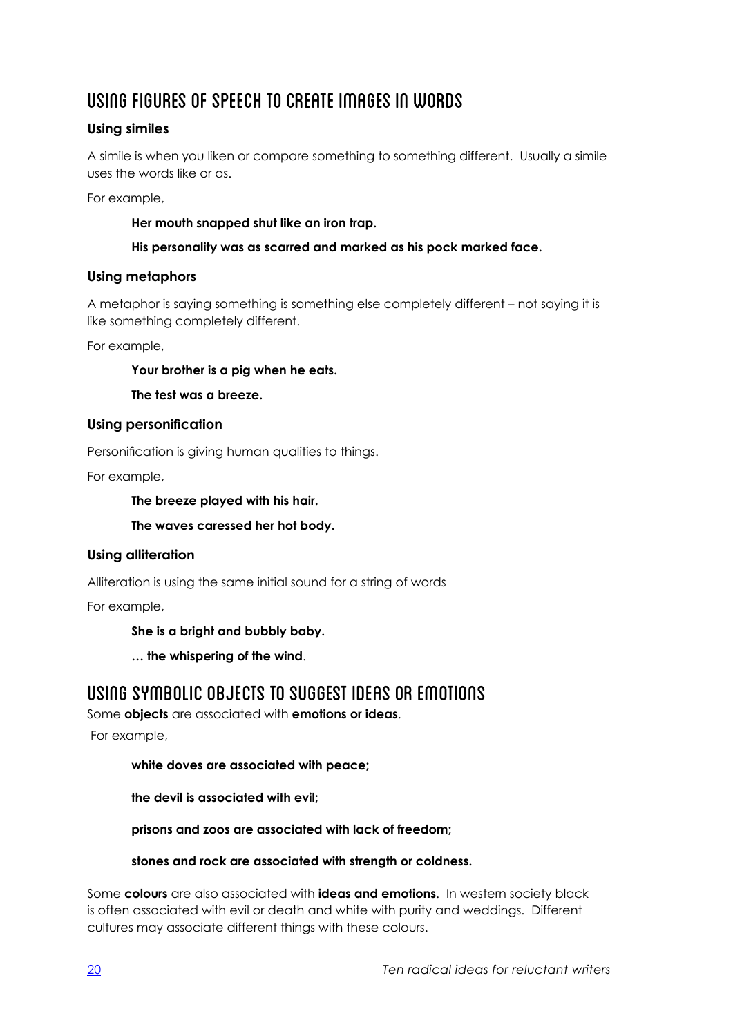## Using figures of speech to create images in words

### Using similes

A simile is when you liken or compare something to something different. Usually a simile uses the words like or as.

For example,

> **Her mouth snapped shut like an iron trap.**
>
> **His personality was as scarred and marked as his pock marked face.**

### Using metaphors

A metaphor is saying something is something else completely different – not saying it is like something completely different.

For example,

> **Your brother is a pig when he eats.**
>
> **The test was a breeze.**

### Using personification

Personification is giving human qualities to things.

For example,

> **The breeze played with his hair.**
>
> **The waves caressed her hot body.**

### Using alliteration

Alliteration is using the same initial sound for a string of words

For example,

> **She is a bright and bubbly baby.**
>
> **… the whispering of the wind**.

## Using symbolic objects to suggest ideas or emotions

Some **objects** are associated with **emotions or ideas**.

For example,

> **white doves are associated with peace;**
>
> **the devil is associated with evil;**
>
> **prisons and zoos are associated with lack of freedom;**
>
> **stones and rock are associated with strength or coldness.**

Some **colours** are also associated with **ideas and emotions**. In western society black is often associated with evil or death and white with purity and weddings. Different cultures may associate different things with these colours.